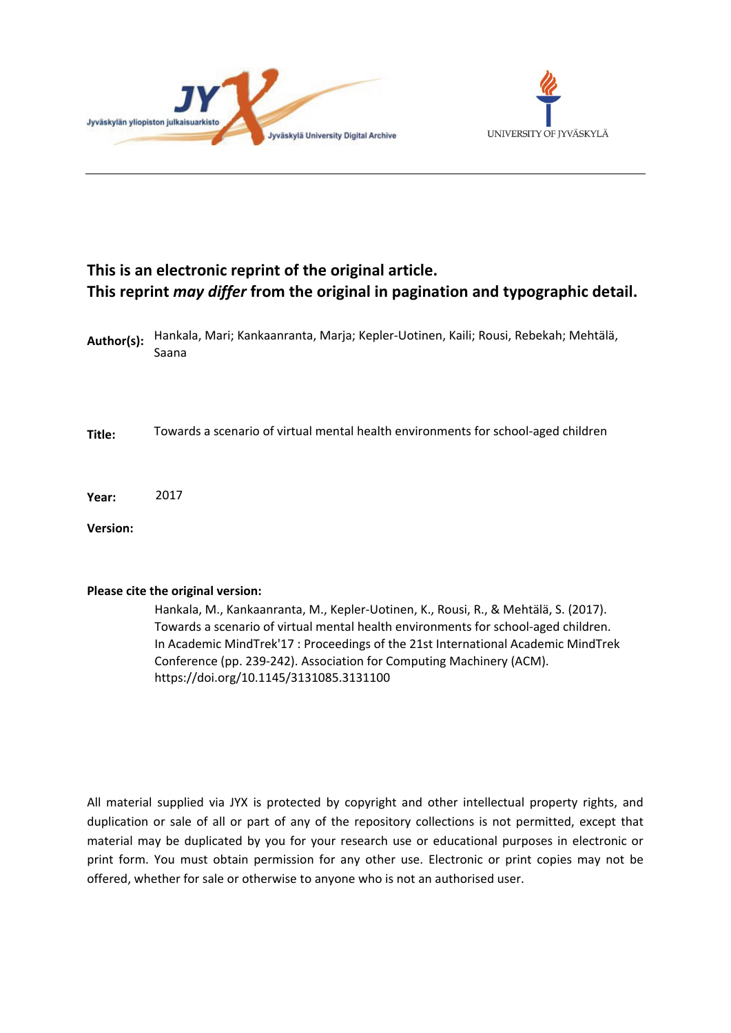**This is an electronic reprint of the original article.**
**This reprint *may differ* from the original in pagination and typographic detail.**

**Author(s):** Hankala, Mari; Kankaanranta, Marja; Kepler-Uotinen, Kaili; Rousi, Rebekah; Mehtälä, Saana

**Title:** Towards a scenario of virtual mental health environments for school-aged children

**Year:** 2017

**Version:**

**Please cite the original version:**

Hankala, M., Kankaanranta, M., Kepler-Uotinen, K., Rousi, R., & Mehtälä, S. (2017). Towards a scenario of virtual mental health environments for school-aged children. In Academic MindTrek'17 : Proceedings of the 21st International Academic MindTrek Conference (pp. 239-242). Association for Computing Machinery (ACM). https://doi.org/10.1145/3131085.3131100

All material supplied via JYX is protected by copyright and other intellectual property rights, and duplication or sale of all or part of any of the repository collections is not permitted, except that material may be duplicated by you for your research use or educational purposes in electronic or print form. You must obtain permission for any other use. Electronic or print copies may not be offered, whether for sale or otherwise to anyone who is not an authorised user.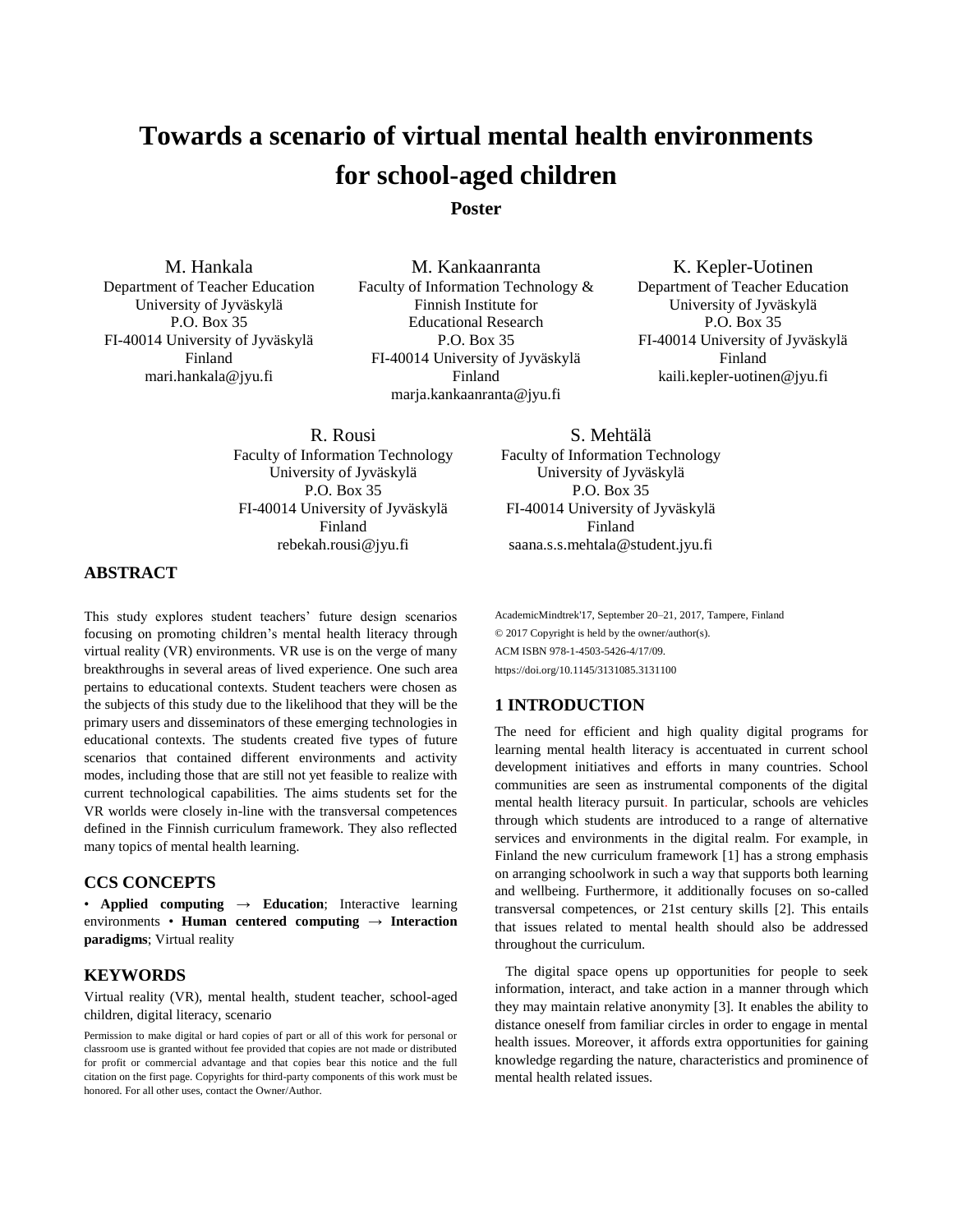# Towards a scenario of virtual mental health environments for school-aged children

**Poster**

M. Hankala
Department of Teacher Education
University of Jyväskylä
P.O. Box 35
FI-40014 University of Jyväskylä
Finland
mari.hankala@jyu.fi

M. Kankaanranta
Faculty of Information Technology &
Finnish Institute for
Educational Research
P.O. Box 35
FI-40014 University of Jyväskylä
Finland
marja.kankaanranta@jyu.fi

K. Kepler-Uotinen
Department of Teacher Education
University of Jyväskylä
P.O. Box 35
FI-40014 University of Jyväskylä
Finland
kaili.kepler-uotinen@jyu.fi

R. Rousi
Faculty of Information Technology
University of Jyväskylä
P.O. Box 35
FI-40014 University of Jyväskylä
Finland
rebekah.rousi@jyu.fi

S. Mehtälä
Faculty of Information Technology
University of Jyväskylä
P.O. Box 35
FI-40014 University of Jyväskylä
Finland
saana.s.s.mehtala@student.jyu.fi

## ABSTRACT

This study explores student teachers' future design scenarios focusing on promoting children's mental health literacy through virtual reality (VR) environments. VR use is on the verge of many breakthroughs in several areas of lived experience. One such area pertains to educational contexts. Student teachers were chosen as the subjects of this study due to the likelihood that they will be the primary users and disseminators of these emerging technologies in educational contexts. The students created five types of future scenarios that contained different environments and activity modes, including those that are still not yet feasible to realize with current technological capabilities. The aims students set for the VR worlds were closely in-line with the transversal competences defined in the Finnish curriculum framework. They also reflected many topics of mental health learning.

## CCS CONCEPTS

• **Applied computing → Education**; Interactive learning environments • **Human centered computing → Interaction paradigms**; Virtual reality

## KEYWORDS

Virtual reality (VR), mental health, student teacher, school-aged children, digital literacy, scenario

Permission to make digital or hard copies of part or all of this work for personal or classroom use is granted without fee provided that copies are not made or distributed for profit or commercial advantage and that copies bear this notice and the full citation on the first page. Copyrights for third-party components of this work must be honored. For all other uses, contact the Owner/Author.

AcademicMindtrek'17, September 20–21, 2017, Tampere, Finland
© 2017 Copyright is held by the owner/author(s).
ACM ISBN 978-1-4503-5426-4/17/09.
https://doi.org/10.1145/3131085.3131100

## 1 INTRODUCTION

The need for efficient and high quality digital programs for learning mental health literacy is accentuated in current school development initiatives and efforts in many countries. School communities are seen as instrumental components of the digital mental health literacy pursuit. In particular, schools are vehicles through which students are introduced to a range of alternative services and environments in the digital realm. For example, in Finland the new curriculum framework [1] has a strong emphasis on arranging schoolwork in such a way that supports both learning and wellbeing. Furthermore, it additionally focuses on so-called transversal competences, or 21st century skills [2]. This entails that issues related to mental health should also be addressed throughout the curriculum.

The digital space opens up opportunities for people to seek information, interact, and take action in a manner through which they may maintain relative anonymity [3]. It enables the ability to distance oneself from familiar circles in order to engage in mental health issues. Moreover, it affords extra opportunities for gaining knowledge regarding the nature, characteristics and prominence of mental health related issues.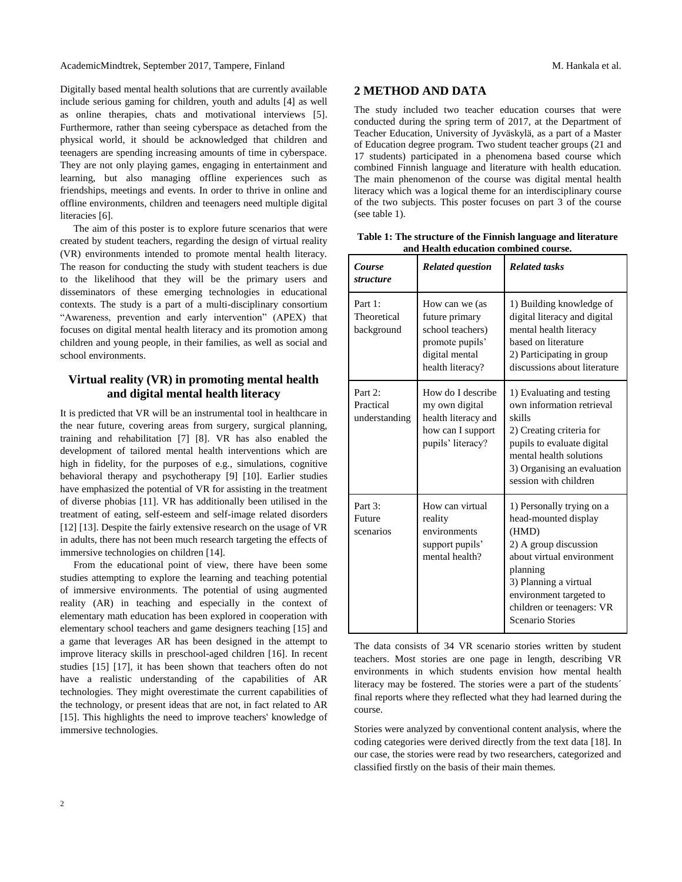Digitally based mental health solutions that are currently available include serious gaming for children, youth and adults [4] as well as online therapies, chats and motivational interviews [5]. Furthermore, rather than seeing cyberspace as detached from the physical world, it should be acknowledged that children and teenagers are spending increasing amounts of time in cyberspace. They are not only playing games, engaging in entertainment and learning, but also managing offline experiences such as friendships, meetings and events. In order to thrive in online and offline environments, children and teenagers need multiple digital literacies [6].

The aim of this poster is to explore future scenarios that were created by student teachers, regarding the design of virtual reality (VR) environments intended to promote mental health literacy. The reason for conducting the study with student teachers is due to the likelihood that they will be the primary users and disseminators of these emerging technologies in educational contexts. The study is a part of a multi-disciplinary consortium "Awareness, prevention and early intervention" (APEX) that focuses on digital mental health literacy and its promotion among children and young people, in their families, as well as social and school environments.

### Virtual reality (VR) in promoting mental health and digital mental health literacy

It is predicted that VR will be an instrumental tool in healthcare in the near future, covering areas from surgery, surgical planning, training and rehabilitation [7] [8]. VR has also enabled the development of tailored mental health interventions which are high in fidelity, for the purposes of e.g., simulations, cognitive behavioral therapy and psychotherapy [9] [10]. Earlier studies have emphasized the potential of VR for assisting in the treatment of diverse phobias [11]. VR has additionally been utilised in the treatment of eating, self-esteem and self-image related disorders [12] [13]. Despite the fairly extensive research on the usage of VR in adults, there has not been much research targeting the effects of immersive technologies on children [14].

From the educational point of view, there have been some studies attempting to explore the learning and teaching potential of immersive environments. The potential of using augmented reality (AR) in teaching and especially in the context of elementary math education has been explored in cooperation with elementary school teachers and game designers teaching [15] and a game that leverages AR has been designed in the attempt to improve literacy skills in preschool-aged children [16]. In recent studies [15] [17], it has been shown that teachers often do not have a realistic understanding of the capabilities of AR technologies. They might overestimate the current capabilities of the technology, or present ideas that are not, in fact related to AR [15]. This highlights the need to improve teachers' knowledge of immersive technologies.

## 2 METHOD AND DATA

The study included two teacher education courses that were conducted during the spring term of 2017, at the Department of Teacher Education, University of Jyväskylä, as a part of a Master of Education degree program. Two student teacher groups (21 and 17 students) participated in a phenomena based course which combined Finnish language and literature with health education. The main phenomenon of the course was digital mental health literacy which was a logical theme for an interdisciplinary course of the two subjects. This poster focuses on part 3 of the course (see table 1).

**Table 1: The structure of the Finnish language and literature and Health education combined course.**

| *Course structure* | *Related question* | *Related tasks* |
|---|---|---|
| Part 1: Theoretical background | How can we (as future primary school teachers) promote pupils' digital mental health literacy? | 1) Building knowledge of digital literacy and digital mental health literacy based on literature<br>2) Participating in group discussions about literature |
| Part 2: Practical understanding | How do I describe my own digital health literacy and how can I support pupils' literacy? | 1) Evaluating and testing own information retrieval skills<br>2) Creating criteria for pupils to evaluate digital mental health solutions<br>3) Organising an evaluation session with children |
| Part 3: Future scenarios | How can virtual reality environments support pupils' mental health? | 1) Personally trying on a head-mounted display (HMD)<br>2) A group discussion about virtual environment planning<br>3) Planning a virtual environment targeted to children or teenagers: VR Scenario Stories |

The data consists of 34 VR scenario stories written by student teachers. Most stories are one page in length, describing VR environments in which students envision how mental health literacy may be fostered. The stories were a part of the students´ final reports where they reflected what they had learned during the course.

Stories were analyzed by conventional content analysis, where the coding categories were derived directly from the text data [18]. In our case, the stories were read by two researchers, categorized and classified firstly on the basis of their main themes.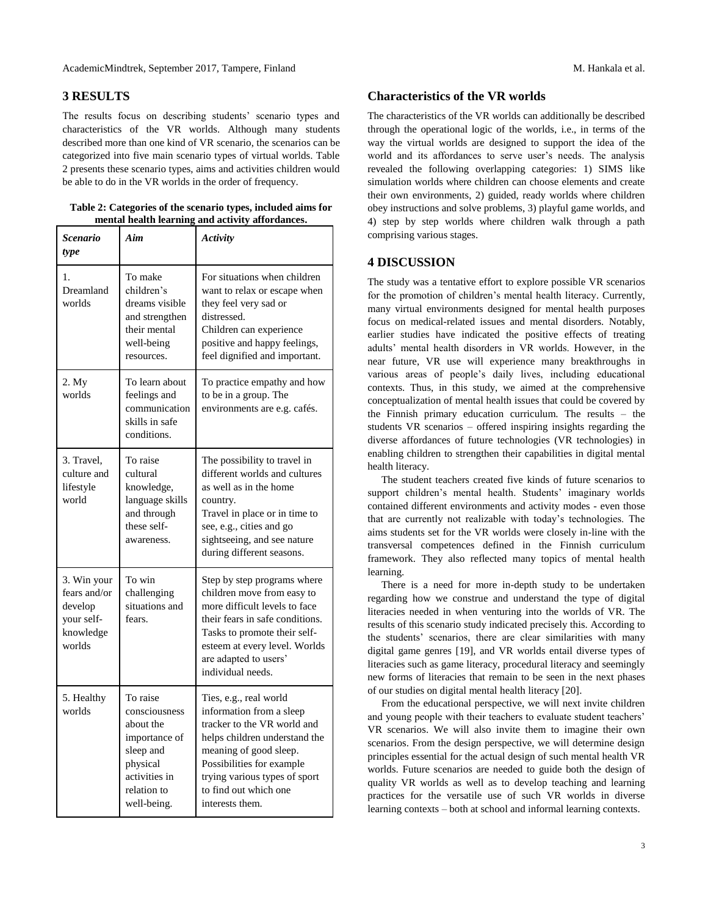## 3 RESULTS

The results focus on describing students' scenario types and characteristics of the VR worlds. Although many students described more than one kind of VR scenario, the scenarios can be categorized into five main scenario types of virtual worlds. Table 2 presents these scenario types, aims and activities children would be able to do in the VR worlds in the order of frequency.

**Table 2: Categories of the scenario types, included aims for mental health learning and activity affordances.**

| *Scenario type* | *Aim* | *Activity* |
|---|---|---|
| 1. Dreamland worlds | To make children's dreams visible and strengthen their mental well-being resources. | For situations when children want to relax or escape when they feel very sad or distressed. Children can experience positive and happy feelings, feel dignified and important. |
| 2. My worlds | To learn about feelings and communication skills in safe conditions. | To practice empathy and how to be in a group. The environments are e.g. cafés. |
| 3. Travel, culture and lifestyle world | To raise cultural knowledge, language skills and through these self-awareness. | The possibility to travel in different worlds and cultures as well as in the home country. Travel in place or in time to see, e.g., cities and go sightseeing, and see nature during different seasons. |
| 3. Win your fears and/or develop your self-knowledge worlds | To win challenging situations and fears. | Step by step programs where children move from easy to more difficult levels to face their fears in safe conditions. Tasks to promote their self-esteem at every level. Worlds are adapted to users' individual needs. |
| 5. Healthy worlds | To raise consciousness about the importance of sleep and physical activities in relation to well-being. | Ties, e.g., real world information from a sleep tracker to the VR world and helps children understand the meaning of good sleep. Possibilities for example trying various types of sport to find out which one interests them. |

## Characteristics of the VR worlds

The characteristics of the VR worlds can additionally be described through the operational logic of the worlds, i.e., in terms of the way the virtual worlds are designed to support the idea of the world and its affordances to serve user's needs. The analysis revealed the following overlapping categories: 1) SIMS like simulation worlds where children can choose elements and create their own environments, 2) guided, ready worlds where children obey instructions and solve problems, 3) playful game worlds, and 4) step by step worlds where children walk through a path comprising various stages.

## 4 DISCUSSION

The study was a tentative effort to explore possible VR scenarios for the promotion of children's mental health literacy. Currently, many virtual environments designed for mental health purposes focus on medical-related issues and mental disorders. Notably, earlier studies have indicated the positive effects of treating adults' mental health disorders in VR worlds. However, in the near future, VR use will experience many breakthroughs in various areas of people's daily lives, including educational contexts. Thus, in this study, we aimed at the comprehensive conceptualization of mental health issues that could be covered by the Finnish primary education curriculum. The results – the students VR scenarios – offered inspiring insights regarding the diverse affordances of future technologies (VR technologies) in enabling children to strengthen their capabilities in digital mental health literacy.

The student teachers created five kinds of future scenarios to support children's mental health. Students' imaginary worlds contained different environments and activity modes - even those that are currently not realizable with today's technologies. The aims students set for the VR worlds were closely in-line with the transversal competences defined in the Finnish curriculum framework. They also reflected many topics of mental health learning.

There is a need for more in-depth study to be undertaken regarding how we construe and understand the type of digital literacies needed in when venturing into the worlds of VR. The results of this scenario study indicated precisely this. According to the students' scenarios, there are clear similarities with many digital game genres [19], and VR worlds entail diverse types of literacies such as game literacy, procedural literacy and seemingly new forms of literacies that remain to be seen in the next phases of our studies on digital mental health literacy [20].

From the educational perspective, we will next invite children and young people with their teachers to evaluate student teachers' VR scenarios. We will also invite them to imagine their own scenarios. From the design perspective, we will determine design principles essential for the actual design of such mental health VR worlds. Future scenarios are needed to guide both the design of quality VR worlds as well as to develop teaching and learning practices for the versatile use of such VR worlds in diverse learning contexts – both at school and informal learning contexts.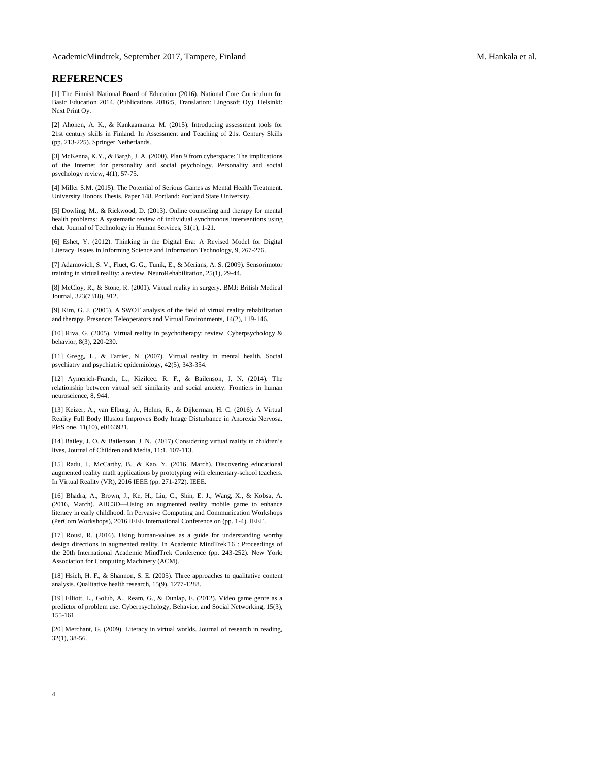## REFERENCES

[1] The Finnish National Board of Education (2016). National Core Curriculum for Basic Education 2014. (Publications 2016:5, Translation: Lingosoft Oy). Helsinki: Next Print Oy.

[2] Ahonen, A. K., & Kankaanranta, M. (2015). Introducing assessment tools for 21st century skills in Finland. In Assessment and Teaching of 21st Century Skills (pp. 213-225). Springer Netherlands.

[3] McKenna, K.Y., & Bargh, J. A. (2000). Plan 9 from cyberspace: The implications of the Internet for personality and social psychology. Personality and social psychology review, 4(1), 57-75.

[4] Miller S.M. (2015). The Potential of Serious Games as Mental Health Treatment. University Honors Thesis. Paper 148. Portland: Portland State University.

[5] Dowling, M., & Rickwood, D. (2013). Online counseling and therapy for mental health problems: A systematic review of individual synchronous interventions using chat. Journal of Technology in Human Services, 31(1), 1-21.

[6] Eshet, Y. (2012). Thinking in the Digital Era: A Revised Model for Digital Literacy. Issues in Informing Science and Information Technology, 9, 267-276.

[7] Adamovich, S. V., Fluet, G. G., Tunik, E., & Merians, A. S. (2009). Sensorimotor training in virtual reality: a review. NeuroRehabilitation, 25(1), 29-44.

[8] McCloy, R., & Stone, R. (2001). Virtual reality in surgery. BMJ: British Medical Journal, 323(7318), 912.

[9] Kim, G. J. (2005). A SWOT analysis of the field of virtual reality rehabilitation and therapy. Presence: Teleoperators and Virtual Environments, 14(2), 119-146.

[10] Riva, G. (2005). Virtual reality in psychotherapy: review. Cyberpsychology & behavior, 8(3), 220-230.

[11] Gregg, L., & Tarrier, N. (2007). Virtual reality in mental health. Social psychiatry and psychiatric epidemiology, 42(5), 343-354.

[12] Aymerich-Franch, L., Kizilcec, R. F., & Bailenson, J. N. (2014). The relationship between virtual self similarity and social anxiety. Frontiers in human neuroscience, 8, 944.

[13] Keizer, A., van Elburg, A., Helms, R., & Dijkerman, H. C. (2016). A Virtual Reality Full Body Illusion Improves Body Image Disturbance in Anorexia Nervosa. PloS one, 11(10), e0163921.

[14] Bailey, J. O. & Bailenson, J. N. (2017) Considering virtual reality in children's lives, Journal of Children and Media, 11:1, 107-113.

[15] Radu, I., McCarthy, B., & Kao, Y. (2016, March). Discovering educational augmented reality math applications by prototyping with elementary-school teachers. In Virtual Reality (VR), 2016 IEEE (pp. 271-272). IEEE.

[16] Bhadra, A., Brown, J., Ke, H., Liu, C., Shin, E. J., Wang, X., & Kobsa, A. (2016, March). ABC3D—Using an augmented reality mobile game to enhance literacy in early childhood. In Pervasive Computing and Communication Workshops (PerCom Workshops), 2016 IEEE International Conference on (pp. 1-4). IEEE.

[17] Rousi, R. (2016). Using human-values as a guide for understanding worthy design directions in augmented reality. In Academic MindTrek'16 : Proceedings of the 20th International Academic MindTrek Conference (pp. 243-252). New York: Association for Computing Machinery (ACM).

[18] Hsieh, H. F., & Shannon, S. E. (2005). Three approaches to qualitative content analysis. Qualitative health research, 15(9), 1277-1288.

[19] Elliott, L., Golub, A., Ream, G., & Dunlap, E. (2012). Video game genre as a predictor of problem use. Cyberpsychology, Behavior, and Social Networking, 15(3), 155-161.

[20] Merchant, G. (2009). Literacy in virtual worlds. Journal of research in reading, 32(1), 38-56.